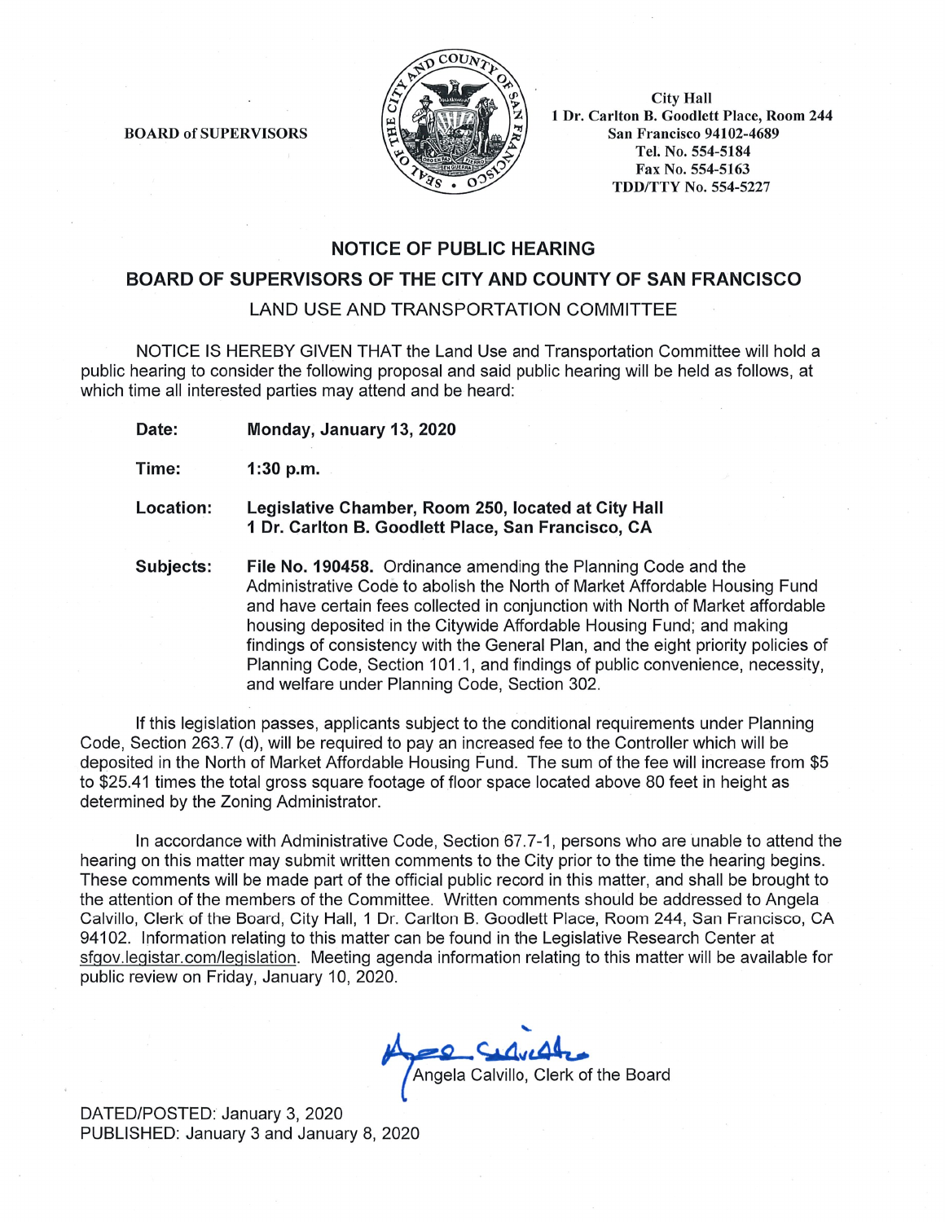BOARD of SUPERVISORS

City Hall
1 Dr. Carlton B. Goodlett Place, Room 244
San Francisco 94102-4689
Tel. No. 554-5184
Fax No. 554-5163
TDD/TTY No. 554-5227

## NOTICE OF PUBLIC HEARING

## BOARD OF SUPERVISORS OF THE CITY AND COUNTY OF SAN FRANCISCO

### LAND USE AND TRANSPORTATION COMMITTEE

NOTICE IS HEREBY GIVEN THAT the Land Use and Transportation Committee will hold a public hearing to consider the following proposal and said public hearing will be held as follows, at which time all interested parties may attend and be heard:

**Date:** **Monday, January 13, 2020**

**Time:** **1:30 p.m.**

**Location:** **Legislative Chamber, Room 250, located at City Hall 1 Dr. Carlton B. Goodlett Place, San Francisco, CA**

**Subjects:** **File No. 190458.** Ordinance amending the Planning Code and the Administrative Code to abolish the North of Market Affordable Housing Fund and have certain fees collected in conjunction with North of Market affordable housing deposited in the Citywide Affordable Housing Fund; and making findings of consistency with the General Plan, and the eight priority policies of Planning Code, Section 101.1, and findings of public convenience, necessity, and welfare under Planning Code, Section 302.

If this legislation passes, applicants subject to the conditional requirements under Planning Code, Section 263.7 (d), will be required to pay an increased fee to the Controller which will be deposited in the North of Market Affordable Housing Fund. The sum of the fee will increase from $5 to $25.41 times the total gross square footage of floor space located above 80 feet in height as determined by the Zoning Administrator.

In accordance with Administrative Code, Section 67.7-1, persons who are unable to attend the hearing on this matter may submit written comments to the City prior to the time the hearing begins. These comments will be made part of the official public record in this matter, and shall be brought to the attention of the members of the Committee. Written comments should be addressed to Angela Calvillo, Clerk of the Board, City Hall, 1 Dr. Carlton B. Goodlett Place, Room 244, San Francisco, CA 94102. Information relating to this matter can be found in the Legislative Research Center at sfgov.legistar.com/legislation. Meeting agenda information relating to this matter will be available for public review on Friday, January 10, 2020.

Angela Calvillo, Clerk of the Board

DATED/POSTED: January 3, 2020
PUBLISHED: January 3 and January 8, 2020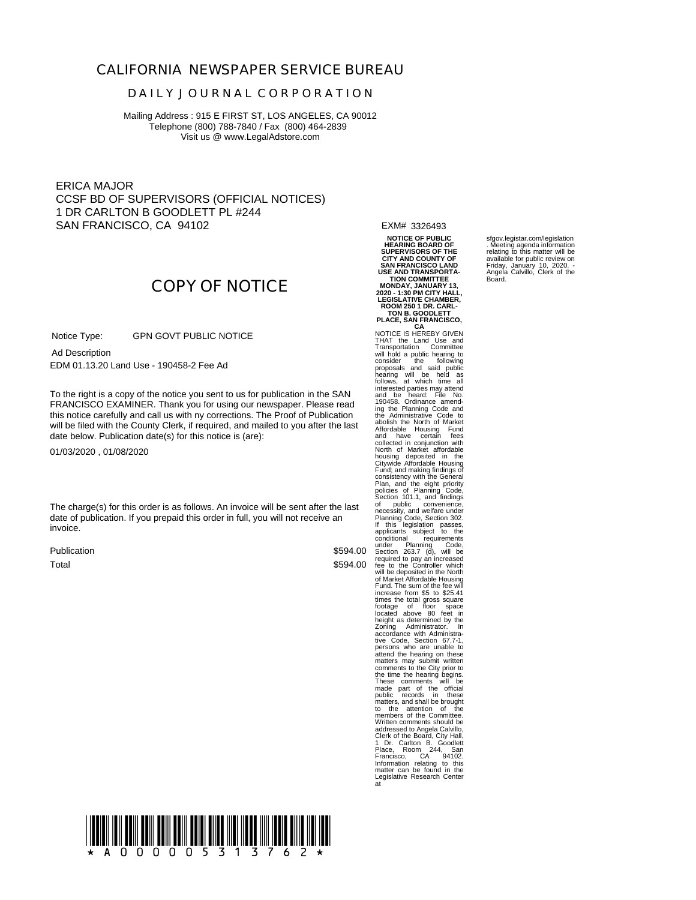# CALIFORNIA NEWSPAPER SERVICE BUREAU

## DAILY JOURNAL CORPORATION

Mailing Address : 915 E FIRST ST, LOS ANGELES, CA 90012
Telephone (800) 788-7840 / Fax (800) 464-2839
Visit us @ www.LegalAdstore.com

ERICA MAJOR
CCSF BD OF SUPERVISORS (OFFICIAL NOTICES)
1 DR CARLTON B GOODLETT PL #244
SAN FRANCISCO, CA 94102

EXM# 3326493

# COPY OF NOTICE

Notice Type: GPN GOVT PUBLIC NOTICE

Ad Description

EDM 01.13.20 Land Use - 190458-2 Fee Ad

To the right is a copy of the notice you sent to us for publication in the SAN FRANCISCO EXAMINER. Thank you for using our newspaper. Please read this notice carefully and call us with ny corrections. The Proof of Publication will be filed with the County Clerk, if required, and mailed to you after the last date below. Publication date(s) for this notice is (are):

01/03/2020 , 01/08/2020

The charge(s) for this order is as follows. An invoice will be sent after the last date of publication. If you prepaid this order in full, you will not receive an invoice.

| | |
|---|---|
| Publication | $594.00 |
| Total | $594.00 |

**NOTICE OF PUBLIC HEARING BOARD OF SUPERVISORS OF THE CITY AND COUNTY OF SAN FRANCISCO LAND USE AND TRANSPORTATION COMMITTEE MONDAY, JANUARY 13, 2020 - 1:30 PM CITY HALL, LEGISLATIVE CHAMBER, ROOM 250 1 DR. CARLTON B. GOODLETT PLACE, SAN FRANCISCO, CA**

NOTICE IS HEREBY GIVEN THAT the Land Use and Transportation Committee will hold a public hearing to consider the following proposals and said public hearing will be held as follows, at which time all interested parties may attend and be heard: File No. 190458. Ordinance amending the Planning Code and the Administrative Code to abolish the North of Market Affordable Housing Fund and have certain fees collected in conjunction with North of Market affordable housing deposited in the Citywide Affordable Housing Fund; and making findings of consistency with the General Plan, and the eight priority policies of Planning Code, Section 101.1, and findings of public convenience, necessity, and welfare under Planning Code, Section 302. If this legislation passes, applicants subject to the conditional requirements under Planning Code, Section 263.7 (d), will be required to pay an increased fee to the Controller which will be deposited in the North of Market Affordable Housing Fund. The sum of the fee will increase from $5 to $25.41 times the total gross square footage of floor space located above 80 feet in height as determined by the Zoning Administrator. In accordance with Administrative Code, Section 67.7-1, persons who are unable to attend the hearing on these matters may submit written comments to the City prior to the time the hearing begins. These comments will be made part of the official public records in these matters, and shall be brought to the attention of the members of the Committee. Written comments should be addressed to Angela Calvillo, Clerk of the Board, City Hall, 1 Dr. Carlton B. Goodlett Place, Room 244, San Francisco, CA 94102. Information relating to this matter can be found in the Legislative Research Center at sfgov.legistar.com/legislation. Meeting agenda information relating to this matter will be available for public review on Friday, January 10, 2020. - Angela Calvillo, Clerk of the Board.

\* A 0 0 0 0 0 5 3 1 3 7 6 2 \*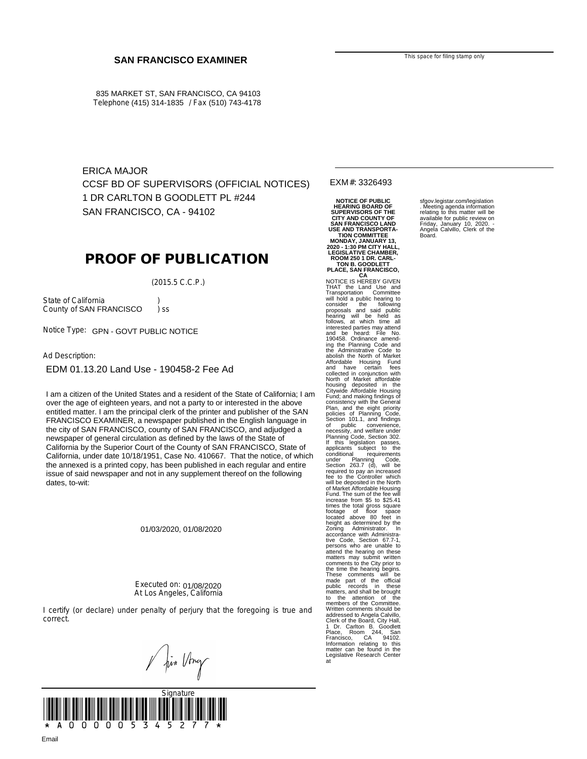**SAN FRANCISCO EXAMINER**

835 MARKET ST, SAN FRANCISCO, CA 94103
Telephone (415) 314-1835 / Fax (510) 743-4178

This space for filing stamp only

ERICA MAJOR
CCSF BD OF SUPERVISORS (OFFICIAL NOTICES)
1 DR CARLTON B GOODLETT PL #244
SAN FRANCISCO, CA - 94102

EXM#: 3326493

# PROOF OF PUBLICATION

(2015.5 C.C.P.)

State of California )
County of SAN FRANCISCO ) ss

Notice Type: GPN - GOVT PUBLIC NOTICE

Ad Description:

EDM 01.13.20 Land Use - 190458-2 Fee Ad

I am a citizen of the United States and a resident of the State of California; I am over the age of eighteen years, and not a party to or interested in the above entitled matter. I am the principal clerk of the printer and publisher of the SAN FRANCISCO EXAMINER, a newspaper published in the English language in the city of SAN FRANCISCO, county of SAN FRANCISCO, and adjudged a newspaper of general circulation as defined by the laws of the State of California by the Superior Court of the County of SAN FRANCISCO, State of California, under date 10/18/1951, Case No. 410667. That the notice, of which the annexed is a printed copy, has been published in each regular and entire issue of said newspaper and not in any supplement thereof on the following dates, to-wit:

01/03/2020, 01/08/2020

Executed on: 01/08/2020
At Los Angeles, California

I certify (or declare) under penalty of perjury that the foregoing is true and correct.

Signature

\* A 0 0 0 0 0 5 3 4 5 2 7 7 \*

Email

**NOTICE OF PUBLIC HEARING BOARD OF SUPERVISORS OF THE CITY AND COUNTY OF SAN FRANCISCO LAND USE AND TRANSPORTATION COMMITTEE MONDAY, JANUARY 13, 2020 - 1:30 PM CITY HALL, LEGISLATIVE CHAMBER, ROOM 250 1 DR. CARLTON B. GOODLETT PLACE, SAN FRANCISCO, CA**

NOTICE IS HEREBY GIVEN THAT the Land Use and Transportation Committee will hold a public hearing to consider the following proposals and said public hearing will be held as follows, at which time all interested parties may attend and be heard: File No. 190458. Ordinance amending the Planning Code and the Administrative Code to abolish the North of Market Affordable Housing Fund and have certain fees collected in conjunction with North of Market affordable housing deposited in the Citywide Affordable Housing Fund; and making findings of consistency with the General Plan, and the eight priority policies of Planning Code, Section 101.1, and findings of public convenience, necessity, and welfare under Planning Code, Section 302. If this legislation passes, applicants subject to the conditional requirements under Planning Code, Section 263.7 (d), will be required to pay an increased fee to the Controller which will be deposited in the North of Market Affordable Housing Fund. The sum of the fee will increase from $5 to $25.41 times the total gross square footage of floor space located above 80 feet in height as determined by the Zoning Administrator. In accordance with Administrative Code, Section 67.7-1, persons who are unable to attend the hearing on these matters may submit written comments to the City prior to the time the hearing begins. These comments will be made part of the official public records in these matters, and shall be brought to the attention of the members of the Committee. Written comments should be addressed to Angela Calvillo, Clerk of the Board, City Hall, 1 Dr. Carlton B. Goodlett Place, Room 244, San Francisco, CA 94102. Information relating to this matter can be found in the Legislative Research Center at sfgov.legistar.com/legislation. Meeting agenda information relating to this matter will be available for public review on Friday, January 10, 2020. - Angela Calvillo, Clerk of the Board.